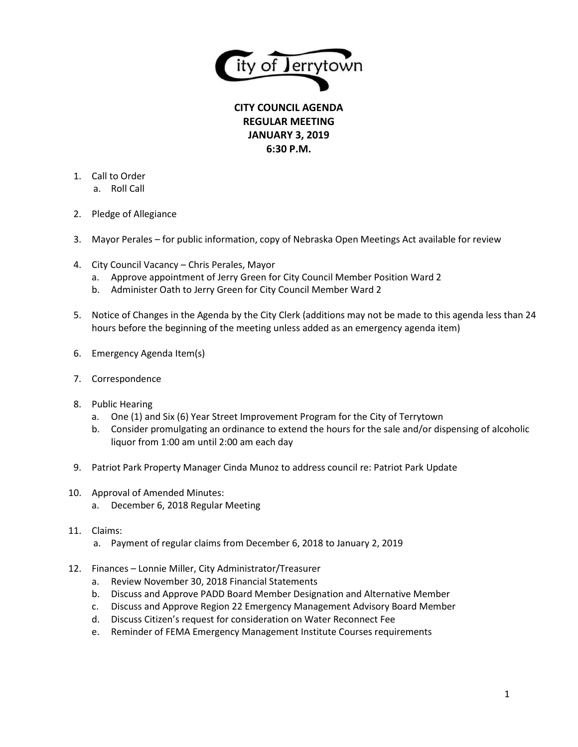City of Jerrytown

# CITY COUNCIL AGENDA
## REGULAR MEETING
## JANUARY 3, 2019
## 6:30 P.M.

1. Call to Order
   a. Roll Call

2. Pledge of Allegiance

3. Mayor Perales – for public information, copy of Nebraska Open Meetings Act available for review

4. City Council Vacancy – Chris Perales, Mayor
   a. Approve appointment of Jerry Green for City Council Member Position Ward 2
   b. Administer Oath to Jerry Green for City Council Member Ward 2

5. Notice of Changes in the Agenda by the City Clerk (additions may not be made to this agenda less than 24 hours before the beginning of the meeting unless added as an emergency agenda item)

6. Emergency Agenda Item(s)

7. Correspondence

8. Public Hearing
   a. One (1) and Six (6) Year Street Improvement Program for the City of Terrytown
   b. Consider promulgating an ordinance to extend the hours for the sale and/or dispensing of alcoholic liquor from 1:00 am until 2:00 am each day

9. Patriot Park Property Manager Cinda Munoz to address council re: Patriot Park Update

10. Approval of Amended Minutes:
    a. December 6, 2018 Regular Meeting

11. Claims:
    a. Payment of regular claims from December 6, 2018 to January 2, 2019

12. Finances – Lonnie Miller, City Administrator/Treasurer
    a. Review November 30, 2018 Financial Statements
    b. Discuss and Approve PADD Board Member Designation and Alternative Member
    c. Discuss and Approve Region 22 Emergency Management Advisory Board Member
    d. Discuss Citizen's request for consideration on Water Reconnect Fee
    e. Reminder of FEMA Emergency Management Institute Courses requirements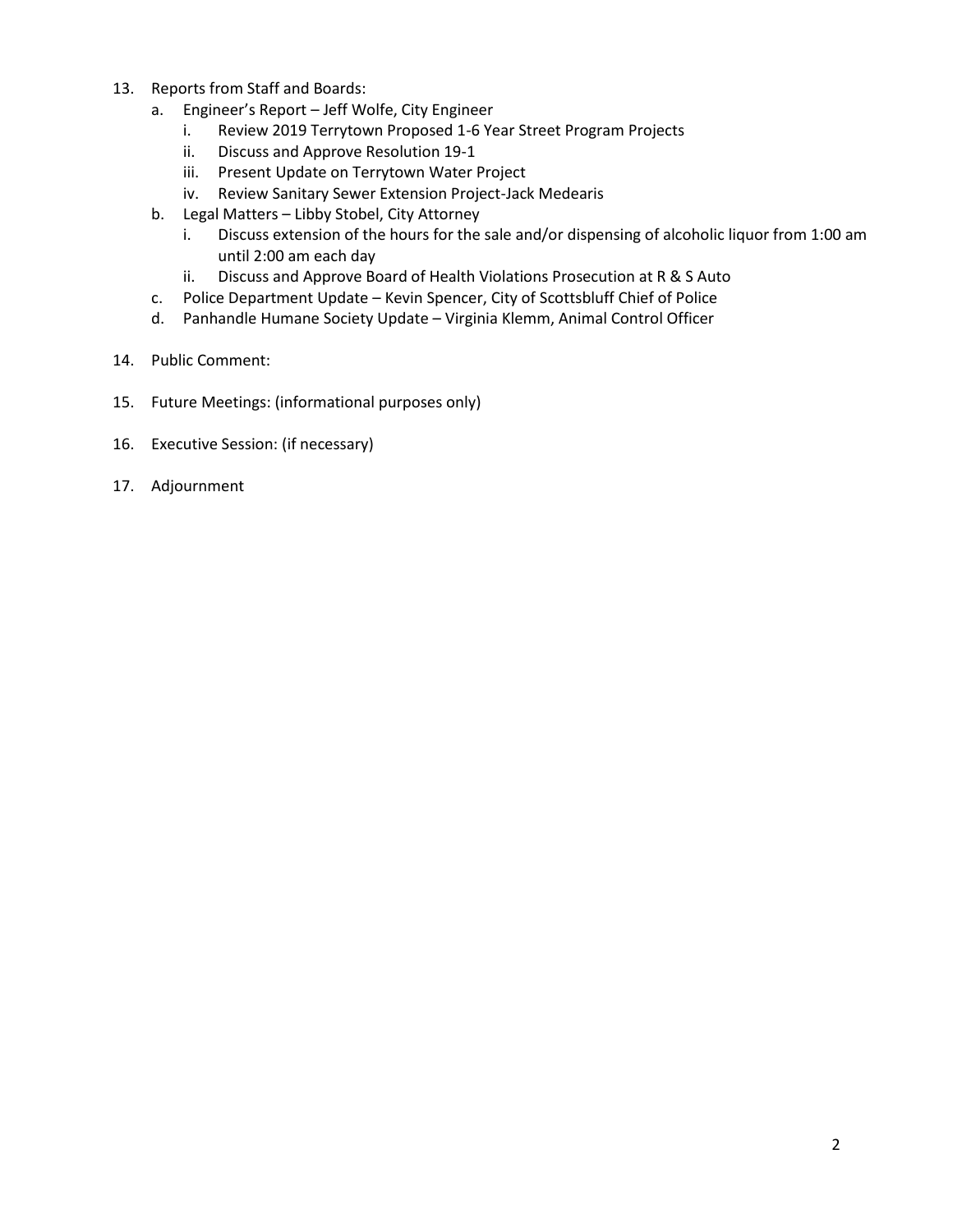13. Reports from Staff and Boards:
    a. Engineer's Report – Jeff Wolfe, City Engineer
        i. Review 2019 Terrytown Proposed 1-6 Year Street Program Projects
        ii. Discuss and Approve Resolution 19-1
        iii. Present Update on Terrytown Water Project
        iv. Review Sanitary Sewer Extension Project-Jack Medearis
    b. Legal Matters – Libby Stobel, City Attorney
        i. Discuss extension of the hours for the sale and/or dispensing of alcoholic liquor from 1:00 am until 2:00 am each day
        ii. Discuss and Approve Board of Health Violations Prosecution at R & S Auto
    c. Police Department Update – Kevin Spencer, City of Scottsbluff Chief of Police
    d. Panhandle Humane Society Update – Virginia Klemm, Animal Control Officer

14. Public Comment:

15. Future Meetings: (informational purposes only)

16. Executive Session: (if necessary)

17. Adjournment